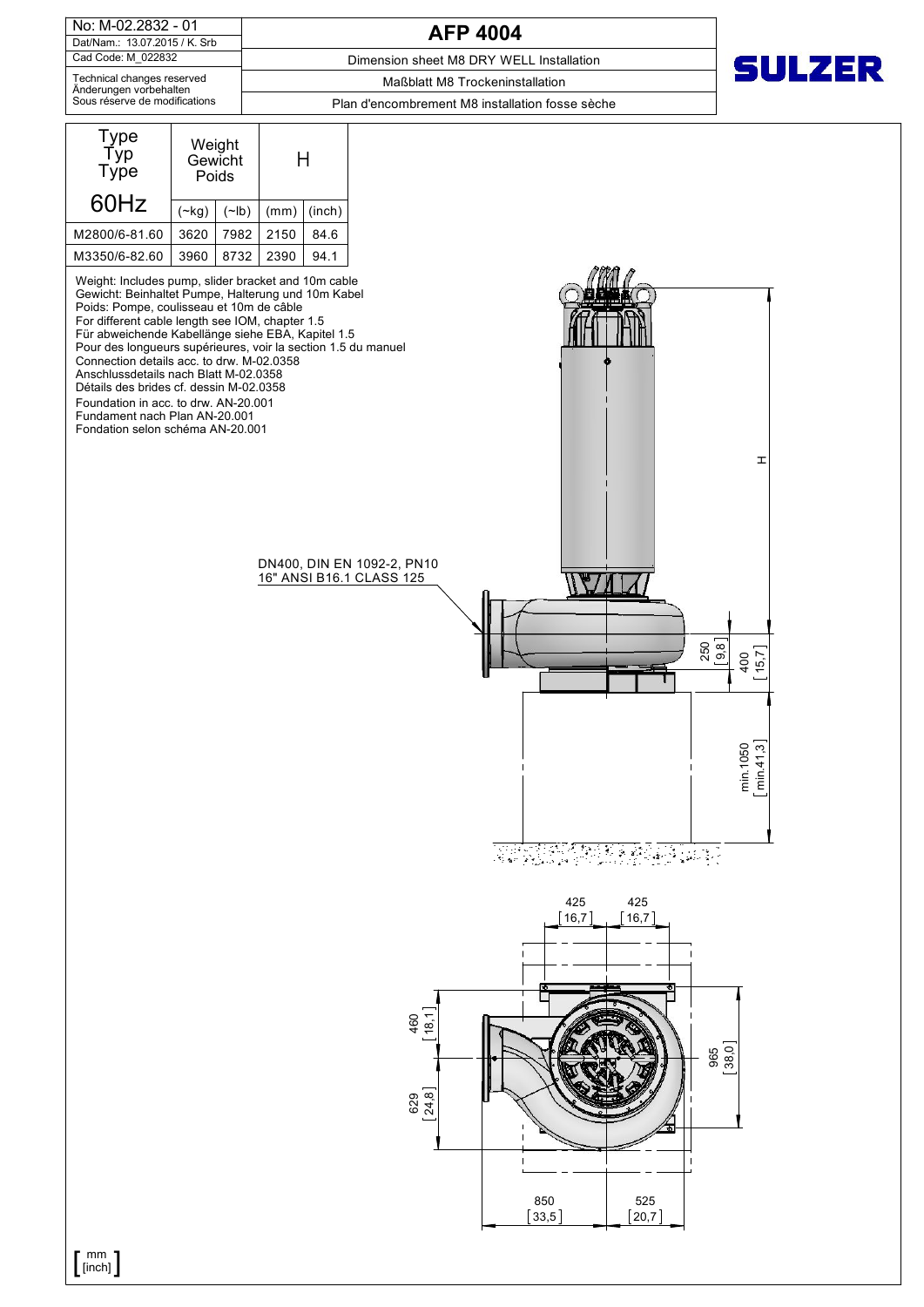No: M-02.2832 - 01
Dat/Nam.: 13.07.2015 / K. Srb
Cad Code: M_022832

Technical changes reserved
Änderungen vorbehalten
Sous réserve de modifications

# AFP 4004

Dimension sheet M8 DRY WELL Installation

Maßblatt M8 Trockeninstallation

Plan d'encombrement M8 installation fosse sèche

SULZER

| Type / Typ / Type 60Hz | Weight / Gewicht / Poids | | H | |
|---|---|---|---|---|
| | (~kg) | (~lb) | (mm) | (inch) |
| M2800/6-81.60 | 3620 | 7982 | 2150 | 84.6 |
| M3350/6-82.60 | 3960 | 8732 | 2390 | 94.1 |

Weight: Includes pump, slider bracket and 10m cable
Gewicht: Beinhaltet Pumpe, Halterung und 10m Kabel
Poids: Pompe, coulisseau et 10m de câble
For different cable length see IOM, chapter 1.5
Für abweichende Kabellänge siehe EBA, Kapitel 1.5
Pour des longueurs supérieures, voir la section 1.5 du manuel
Connection details acc. to drw. M-02.0358
Anschlussdetails nach Blatt M-02.0358
Détails des brides cf. dessin M-02.0358
Foundation in acc. to drw. AN-20.001
Fundament nach Plan AN-20.001
Fondation selon schéma AN-20.001

DN400, DIN EN 1092-2, PN10
16" ANSI B16.1 CLASS 125

H
250 [9,8]
400 [15,7]
min.1050 [min.41,3]

425 [16,7]
425 [16,7]
460 [18,1]
629 [24,8]
965 [38,0]
850 [33,5]
525 [20,7]

[ mm / [inch] ]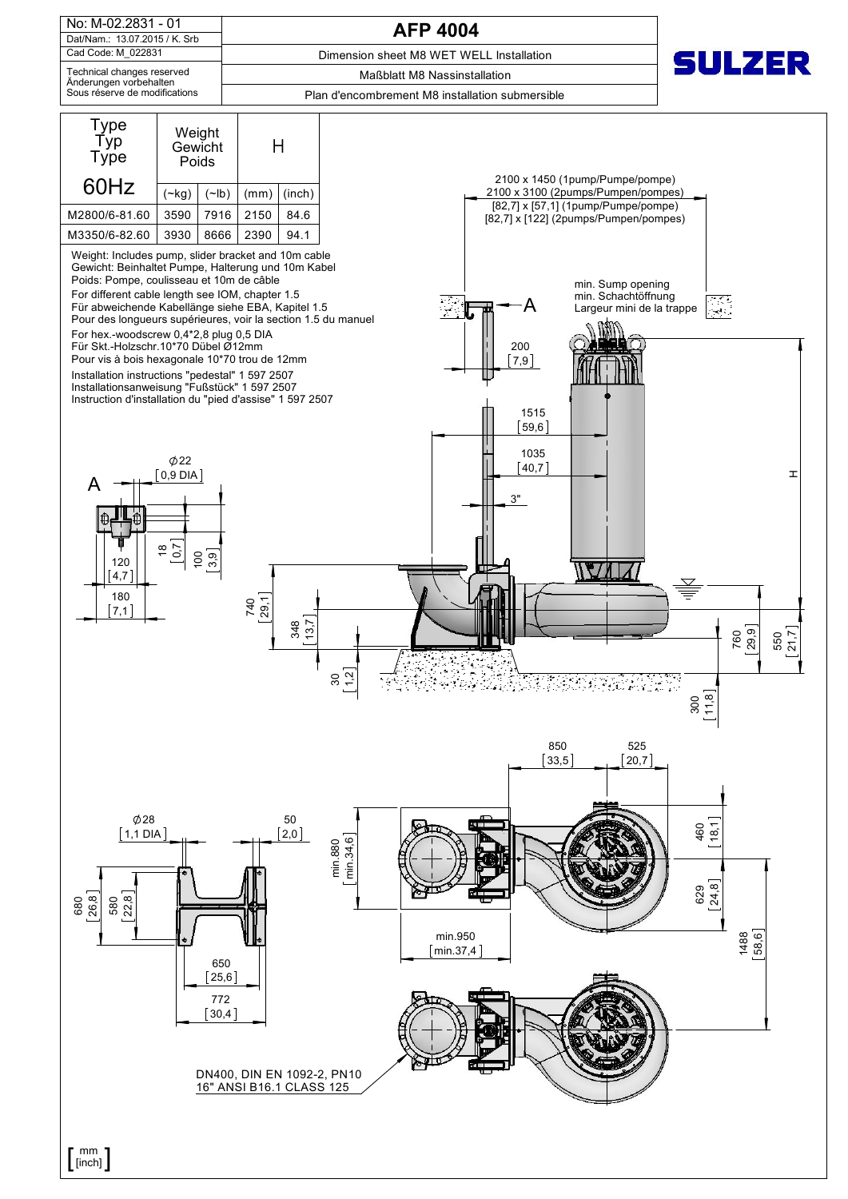| No: M-02.2831 - 01 | AFP 4004 |
| --- | --- |
| Dat/Nam.: 13.07.2015 / K. Srb | |
| Cad Code: M_022831 | Dimension sheet M8 WET WELL Installation |
| Technical changes reserved<br>Änderungen vorbehalten<br>Sous réserve de modifications | Maßblatt M8 Nassinstallation<br>Plan d'encombrement M8 installation submersible |

SULZER

| Type<br>Typ<br>Type<br>60Hz | Weight<br>Gewicht<br>Poids | | H | |
| --- | --- | --- | --- | --- |
| | (~kg) | (~lb) | (mm) | (inch) |
| M2800/6-81.60 | 3590 | 7916 | 2150 | 84.6 |
| M3350/6-82.60 | 3930 | 8666 | 2390 | 94.1 |

Weight: Includes pump, slider bracket and 10m cable
Gewicht: Beinhaltet Pumpe, Halterung und 10m Kabel
Poids: Pompe, coulisseau et 10m de câble

For different cable length see IOM, chapter 1.5
Für abweichende Kabellänge siehe EBA, Kapitel 1.5
Pour des longueurs supérieures, voir la section 1.5 du manuel

For hex.-woodscrew 0,4*2,8 plug 0,5 DIA
Für Skt.-Holzschr.10*70 Dübel Ø12mm
Pour vis à bois hexagonale 10*70 trou de 12mm

Installation instructions "pedestal" 1 597 2507
Installationsanweisung "Fußstück" 1 597 2507
Instruction d'installation du "pied d'assise" 1 597 2507

2100 x 1450 (1pump/Pumpe/pompe)
2100 x 3100 (2pumps/Pumpen/pompes)
[82,7] x [57,1] (1pump/Pumpe/pompe)
[82,7] x [122] (2pumps/Pumpen/pompes)

min. Sump opening
min. Schachtöffnung
Largeur mini de la trappe

DN400, DIN EN 1092-2, PN10
16" ANSI B16.1 CLASS 125

[mm / inch]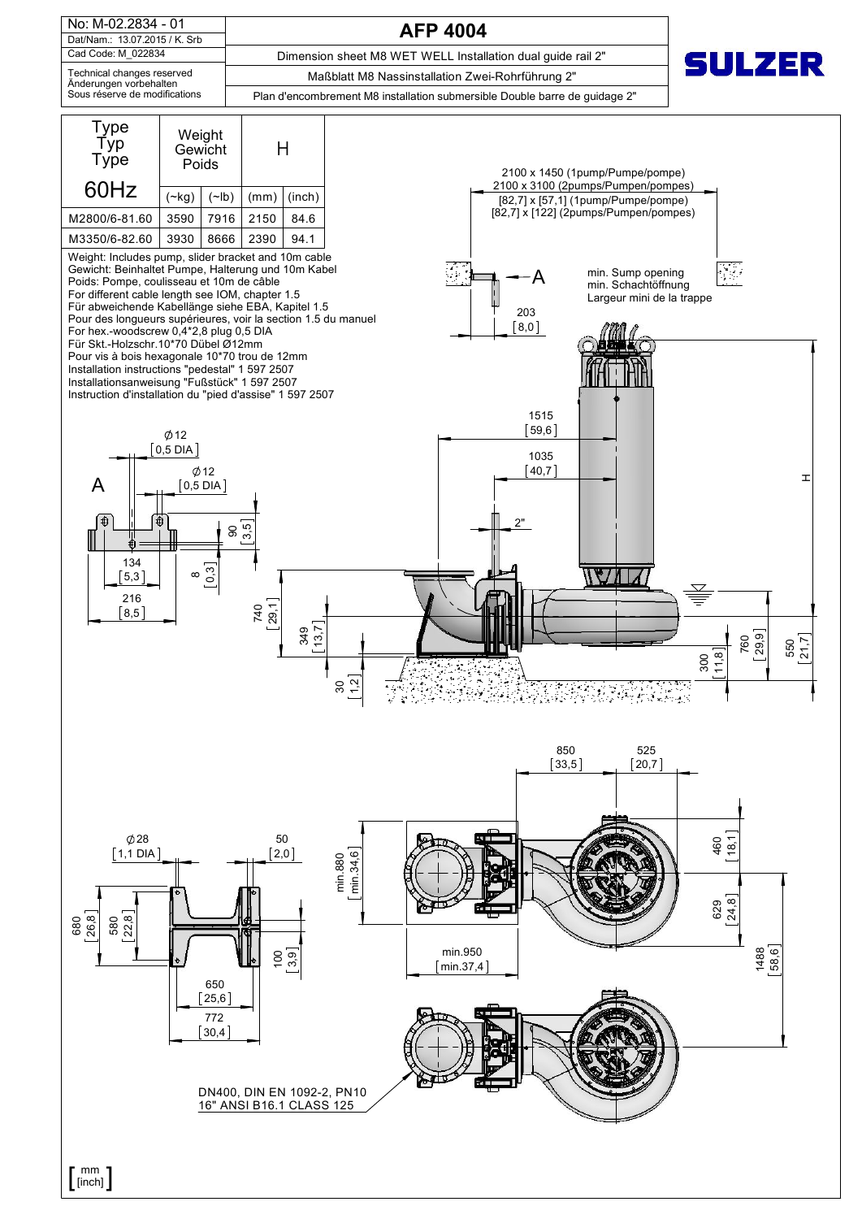| No: M-02.2834 - 01 | **AFP 4004** |
|---|---|
| Dat/Nam.: 13.07.2015 / K. Srb | |
| Cad Code: M_022834 | Dimension sheet M8 WET WELL Installation dual guide rail 2" |
| Technical changes reserved<br>Änderungen vorbehalten<br>Sous réserve de modifications | Maßblatt M8 Nassinstallation Zwei-Rohrführung 2"<br>Plan d'encombrement M8 installation submersible Double barre de guidage 2" |

**SULZER**

| Type<br>Typ<br>Type<br>60Hz | Weight<br>Gewicht<br>Poids | | H | |
|---|---|---|---|---|
| | (~kg) | (~lb) | (mm) | (inch) |
| M2800/6-81.60 | 3590 | 7916 | 2150 | 84.6 |
| M3350/6-82.60 | 3930 | 8666 | 2390 | 94.1 |

Weight: Includes pump, slider bracket and 10m cable
Gewicht: Beinhaltet Pumpe, Halterung und 10m Kabel
Poids: Pompe, coulisseau et 10m de câble
For different cable length see IOM, chapter 1.5
Für abweichende Kabellänge siehe EBA, Kapitel 1.5
Pour des longueurs supérieures, voir la section 1.5 du manuel
For hex.-woodscrew 0,4*2,8 plug 0,5 DIA
Für Skt.-Holzschr.10*70 Dübel Ø12mm
Pour vis à bois hexagonale 10*70 trou de 12mm
Installation instructions "pedestal" 1 597 2507
Installationsanweisung "Fußstück" 1 597 2507
Instruction d'installation du "pied d'assise" 1 597 2507

2100 x 1450 (1pump/Pumpe/pompe)
2100 x 3100 (2pumps/Pumpen/pompes)
[82,7] x [57,1] (1pump/Pumpe/pompe)
[82,7] x [122] (2pumps/Pumpen/pompes)

min. Sump opening
min. Schachtöffnung
Largeur mini de la trappe

DN400, DIN EN 1092-2, PN10
16" ANSI B16.1 CLASS 125

mm [inch]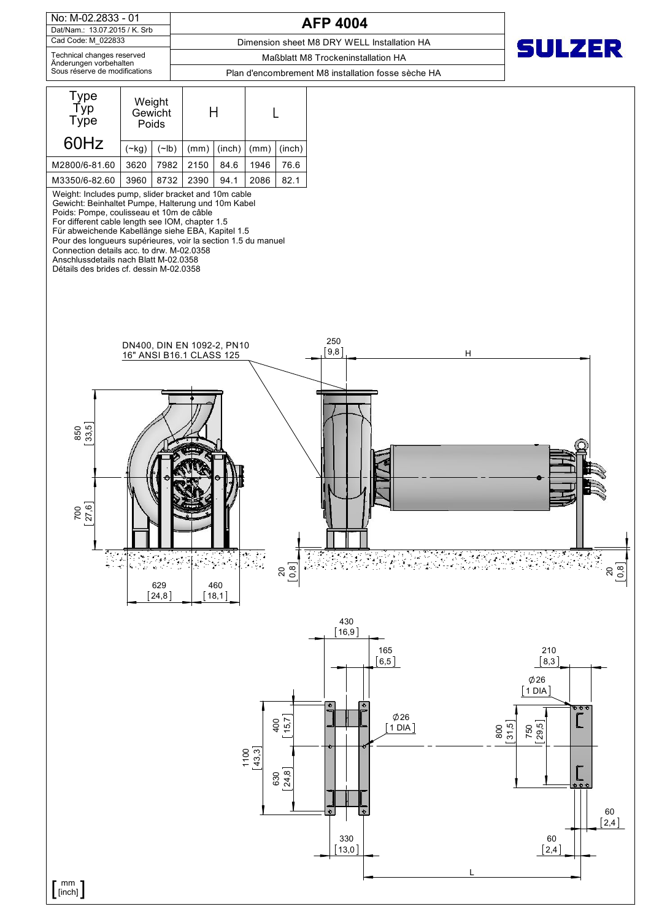| No: M-02.2833 - 01 | **AFP 4004** |
|---|---|
| Dat/Nam.: 13.07.2015 / K. Srb | |
| Cad Code: M_022833 | Dimension sheet M8 DRY WELL Installation HA |
| Technical changes reserved<br>Änderungen vorbehalten<br>Sous réserve de modifications | Maßblatt M8 Trockeninstallation HA |
| | Plan d'encombrement M8 installation fosse sèche HA |

**SULZER**

| Type<br>Typ<br>Type<br>60Hz | Weight<br>Gewicht<br>Poids | | H | | L | |
|---|---|---|---|---|---|---|
| | (~kg) | (~lb) | (mm) | (inch) | (mm) | (inch) |
| M2800/6-81.60 | 3620 | 7982 | 2150 | 84.6 | 1946 | 76.6 |
| M3350/6-82.60 | 3960 | 8732 | 2390 | 94.1 | 2086 | 82.1 |

Weight: Includes pump, slider bracket and 10m cable
Gewicht: Beinhaltet Pumpe, Halterung und 10m Kabel
Poids: Pompe, coulisseau et 10m de câble
For different cable length see IOM, chapter 1.5
Für abweichende Kabellänge siehe EBA, Kapitel 1.5
Pour des longueurs supérieures, voir la section 1.5 du manuel
Connection details acc. to drw. M-02.0358
Anschlussdetails nach Blatt M-02.0358
Détails des brides cf. dessin M-02.0358

DN400, DIN EN 1092-2, PN10
16" ANSI B16.1 CLASS 125

250 [9,8] H

850 [33,5]

700 [27,6]

629 [24,8] 460 [18,1]

20 [0,8] 20 [0,8]

430 [16,9]

165 [6,5]

210 [8,3]

∅26 [1 DIA]

∅26 [1 DIA]

400 [15,7]

1100 [43,3]

630 [24,8]

800 [31,5]

750 [29,5]

60 [2,4]

330 [13,0]

60 [2,4]

L

[mm / inch]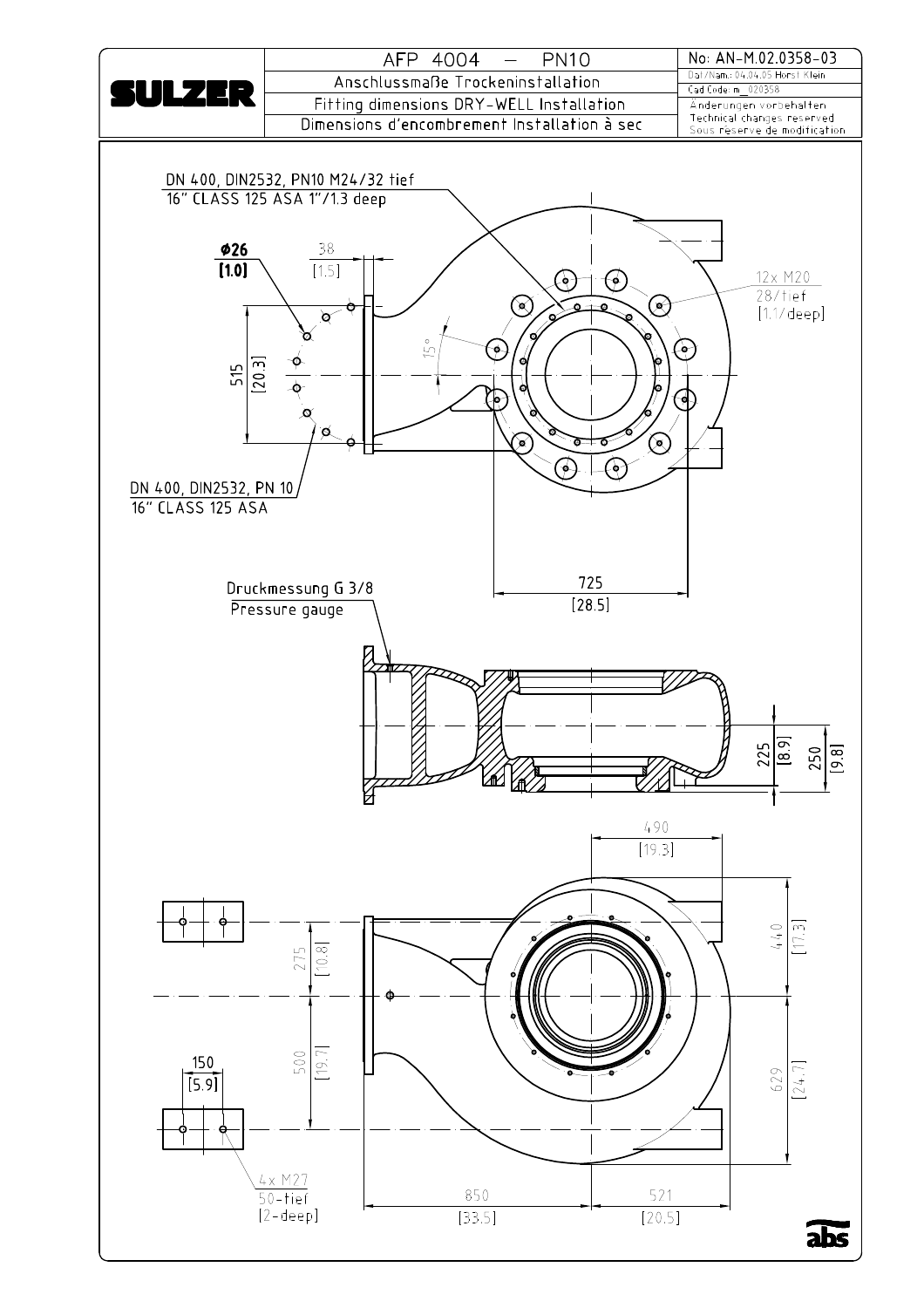| | | |
|---|---|---|
| SULZER | AFP 4004 – PN10 | No: AN-M.02.0358-03 |
| | Anschlussmaße Trockeninstallation | Dat/Nam.: 04.04.05 Horst Klein |
| | Fitting dimensions DRY-WELL Installation | Cad Code: m_020358 |
| | Dimensions d'encombrement Installation à sec | Änderungen vorbehalten<br>Technical changes reserved<br>Sous réserve de modification |

DN 400, DIN2532, PN10 M24/32 tief
16" CLASS 125 ASA 1"/1.3 deep

Ø26
[1.0]

38
[1.5]

12x M20
28/tief
[1.1/deep]

15°

515
[20.3]

DN 400, DIN2532, PN 10
16" CLASS 125 ASA

725
[28.5]

Druckmessung G 3/8
Pressure gauge

225
[8.9]

250
[9.8]

490
[19.3]

440
[17.3]

275
[10.8]

500
[19.7]

150
[5.9]

629
[24.7]

4x M27
50-tief
[2-deep]

850
[33.5]

521
[20.5]

abs